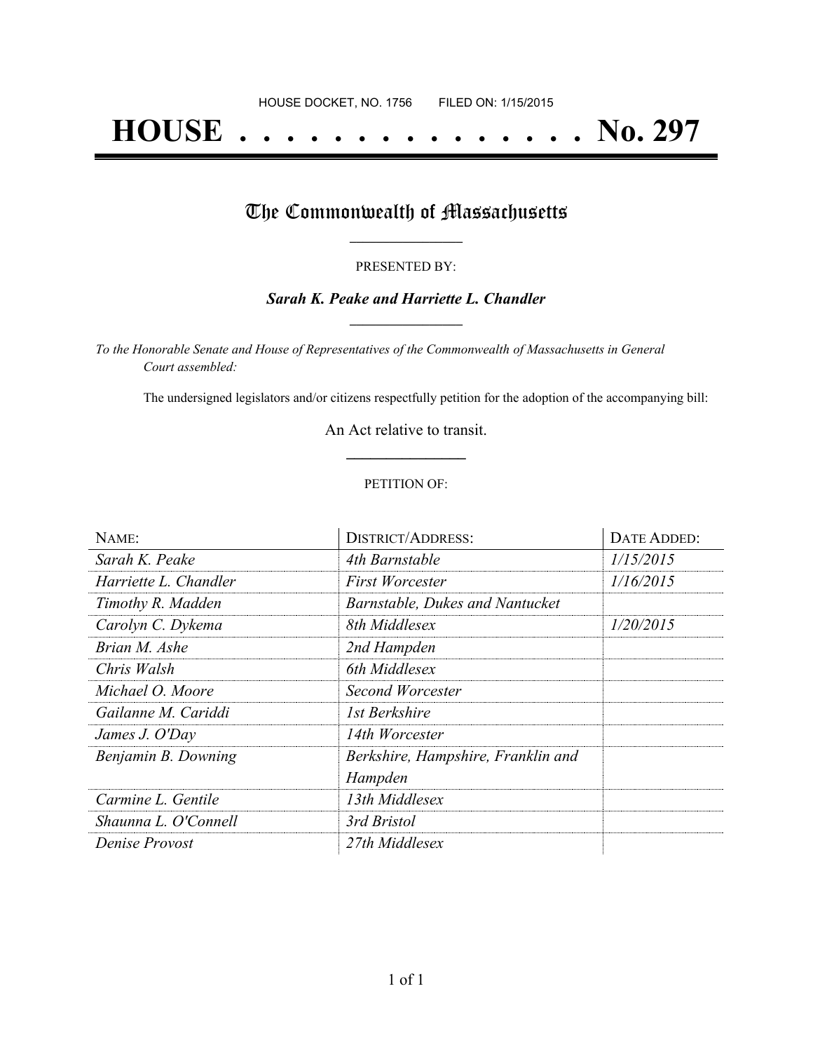HOUSE DOCKET, NO. 1756 FILED ON: 1/15/2015

# HOUSE . . . . . . . . . . . . . . . No. 297

## The Commonwealth of Massachusetts

PRESENTED BY:

***Sarah K. Peake and Harriette L. Chandler***

*To the Honorable Senate and House of Representatives of the Commonwealth of Massachusetts in General Court assembled:*

The undersigned legislators and/or citizens respectfully petition for the adoption of the accompanying bill:

An Act relative to transit.

PETITION OF:

| NAME: | DISTRICT/ADDRESS: | DATE ADDED: |
|---|---|---|
| *Sarah K. Peake* | *4th Barnstable* | *1/15/2015* |
| *Harriette L. Chandler* | *First Worcester* | *1/16/2015* |
| *Timothy R. Madden* | *Barnstable, Dukes and Nantucket* | |
| *Carolyn C. Dykema* | *8th Middlesex* | *1/20/2015* |
| *Brian M. Ashe* | *2nd Hampden* | |
| *Chris Walsh* | *6th Middlesex* | |
| *Michael O. Moore* | *Second Worcester* | |
| *Gailanne M. Cariddi* | *1st Berkshire* | |
| *James J. O'Day* | *14th Worcester* | |
| *Benjamin B. Downing* | *Berkshire, Hampshire, Franklin and Hampden* | |
| *Carmine L. Gentile* | *13th Middlesex* | |
| *Shaunna L. O'Connell* | *3rd Bristol* | |
| *Denise Provost* | *27th Middlesex* | |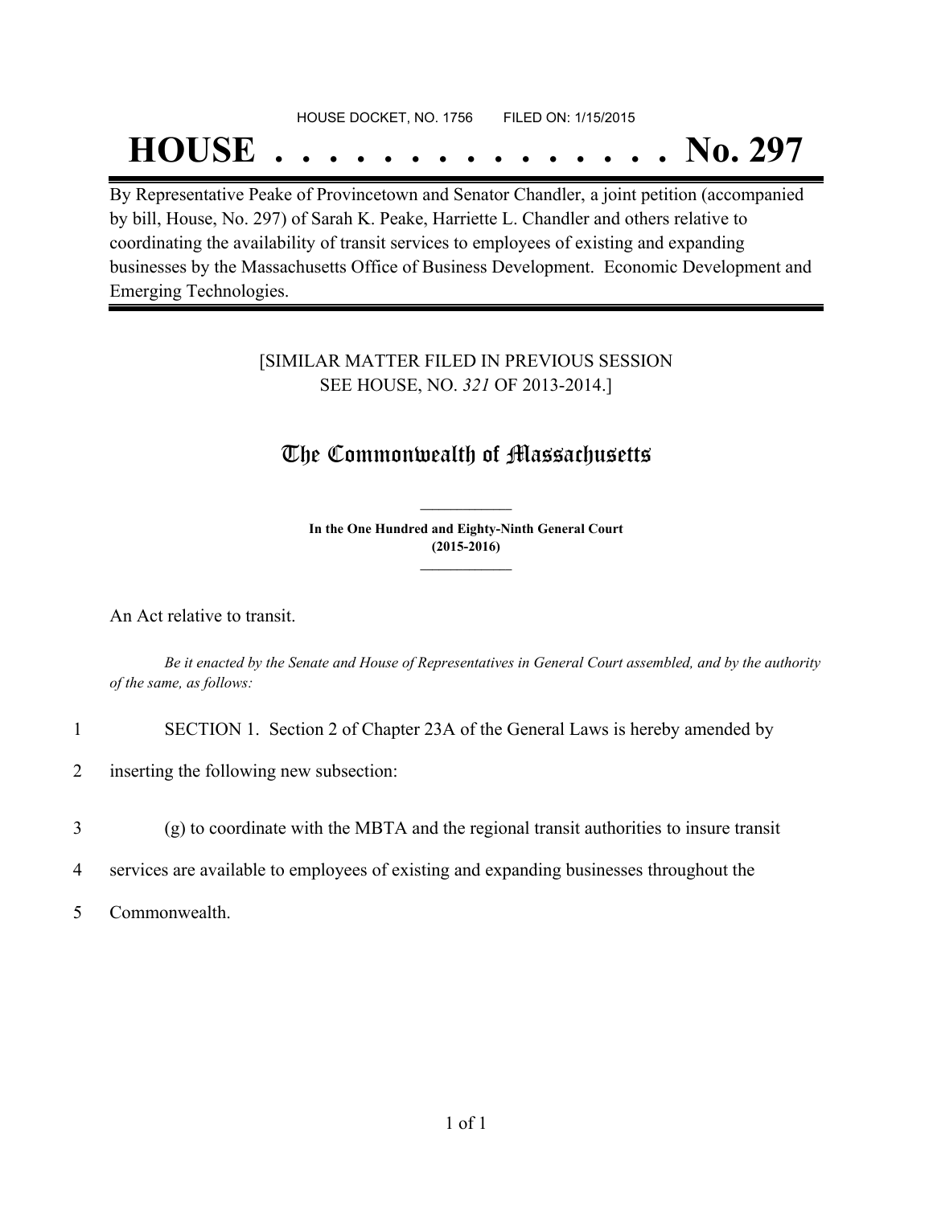HOUSE DOCKET, NO. 1756 FILED ON: 1/15/2015

# HOUSE . . . . . . . . . . . . . . . No. 297

By Representative Peake of Provincetown and Senator Chandler, a joint petition (accompanied by bill, House, No. 297) of Sarah K. Peake, Harriette L. Chandler and others relative to coordinating the availability of transit services to employees of existing and expanding businesses by the Massachusetts Office of Business Development. Economic Development and Emerging Technologies.

[SIMILAR MATTER FILED IN PREVIOUS SESSION SEE HOUSE, NO. *321* OF 2013-2014.]

## The Commonwealth of Massachusetts

**In the One Hundred and Eighty-Ninth General Court (2015-2016)**

An Act relative to transit.

*Be it enacted by the Senate and House of Representatives in General Court assembled, and by the authority of the same, as follows:*

1 SECTION 1. Section 2 of Chapter 23A of the General Laws is hereby amended by

2 inserting the following new subsection:

3 (g) to coordinate with the MBTA and the regional transit authorities to insure transit

4 services are available to employees of existing and expanding businesses throughout the

5 Commonwealth.